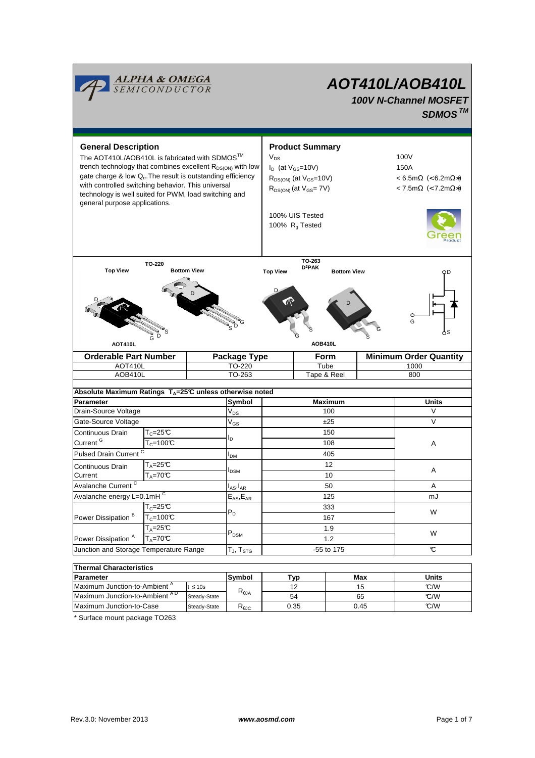# AOT410L/AOB410L

### 100V N-Channel MOSFET

### SDMOS™

## General Description

The AOT410L/AOB410L is fabricated with SDMOS™ trench technology that combines excellent $R_{DS(ON)}$ with low gate charge & low $Q_{rr}$. The result is outstanding efficiency with controlled switching behavior. This universal technology is well suited for PWM, load switching and general purpose applications.

## Product Summary

| | |
|---|---|
| $V_{DS}$ | 100V |
| $I_D$ (at $V_{GS}$=10V) | 150A |
| $R_{DS(ON)}$ (at $V_{GS}$=10V) | < 6.5mΩ (<6.2mΩ*) |
| $R_{DS(ON)}$ (at $V_{GS}$= 7V) | < 7.5mΩ (<7.2mΩ*) |

100% UIS Tested
100% $R_g$ Tested

TO-220: Top View, Bottom View — AOT410L
TO-263 D²PAK: Top View, Bottom View — AOB410L

| Orderable Part Number | Package Type | Form | Minimum Order Quantity |
|---|---|---|---|
| AOT410L | TO-220 | Tube | 1000 |
| AOB410L | TO-263 | Tape & Reel | 800 |

**Absolute Maximum Ratings $T_A$=25°C unless otherwise noted**

| Parameter | | Symbol | Maximum | Units |
|---|---|---|---|---|
| Drain-Source Voltage | | $V_{DS}$ | 100 | V |
| Gate-Source Voltage | | $V_{GS}$ | ±25 | V |
| Continuous Drain Current [G] | $T_C$=25°C | $I_D$ | 150 | A |
| | $T_C$=100°C | | 108 | |
| Pulsed Drain Current [C] | | $I_{DM}$ | 405 | |
| Continuous Drain Current | $T_A$=25°C | $I_{DSM}$ | 12 | A |
| | $T_A$=70°C | | 10 | |
| Avalanche Current [C] | | $I_{AS}$, $I_{AR}$ | 50 | A |
| Avalanche energy L=0.1mH [C] | | $E_{AS}$, $E_{AR}$ | 125 | mJ |
| Power Dissipation [B] | $T_C$=25°C | $P_D$ | 333 | W |
| | $T_C$=100°C | | 167 | |
| Power Dissipation [A] | $T_A$=25°C | $P_{DSM}$ | 1.9 | W |
| | $T_A$=70°C | | 1.2 | |
| Junction and Storage Temperature Range | | $T_J$, $T_{STG}$ | -55 to 175 | °C |

**Thermal Characteristics**

| Parameter | | Symbol | Typ | Max | Units |
|---|---|---|---|---|---|
| Maximum Junction-to-Ambient [A] | t ≤ 10s | $R_{\theta JA}$ | 12 | 15 | °C/W |
| Maximum Junction-to-Ambient [A D] | Steady-State | | 54 | 65 | °C/W |
| Maximum Junction-to-Case | Steady-State | $R_{\theta JC}$ | 0.35 | 0.45 | °C/W |

\* Surface mount package TO263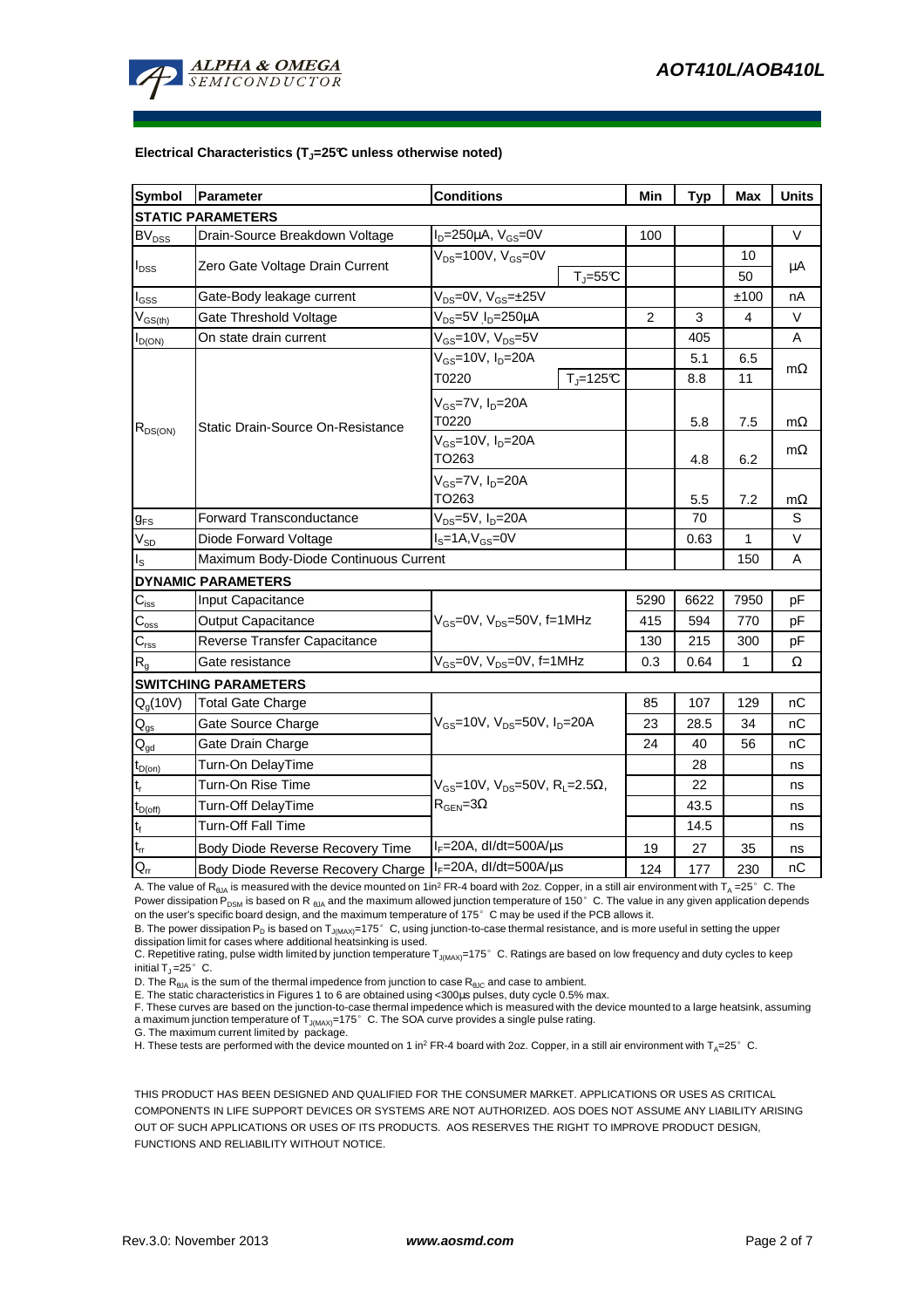## Electrical Characteristics ($T_J$=25°C unless otherwise noted)

| Symbol | Parameter | Conditions | | Min | Typ | Max | Units |
|---|---|---|---|---|---|---|---|
| **STATIC PARAMETERS** | | | | | | | |
| $BV_{DSS}$ | Drain-Source Breakdown Voltage | $I_D$=250µA, $V_{GS}$=0V | | 100 | | | V |
| $I_{DSS}$ | Zero Gate Voltage Drain Current | $V_{DS}$=100V, $V_{GS}$=0V | | | | 10 | µA |
| | | | $T_J$=55°C | | | 50 | |
| $I_{GSS}$ | Gate-Body leakage current | $V_{DS}$=0V, $V_{GS}$=±25V | | | | ±100 | nA |
| $V_{GS(th)}$ | Gate Threshold Voltage | $V_{DS}$=5V $I_D$=250µA | | 2 | 3 | 4 | V |
| $I_{D(ON)}$ | On state drain current | $V_{GS}$=10V, $V_{DS}$=5V | | | 405 | | A |
| $R_{DS(ON)}$ | Static Drain-Source On-Resistance | $V_{GS}$=10V, $I_D$=20A T0220 | | | 5.1 | 6.5 | mΩ |
| | | | $T_J$=125°C | | 8.8 | 11 | |
| | | $V_{GS}$=7V, $I_D$=20A T0220 | | | 5.8 | 7.5 | mΩ |
| | | $V_{GS}$=10V, $I_D$=20A TO263 | | | 4.8 | 6.2 | mΩ |
| | | $V_{GS}$=7V, $I_D$=20A TO263 | | | 5.5 | 7.2 | mΩ |
| $g_{FS}$ | Forward Transconductance | $V_{DS}$=5V, $I_D$=20A | | | 70 | | S |
| $V_{SD}$ | Diode Forward Voltage | $I_S$=1A,$V_{GS}$=0V | | | 0.63 | 1 | V |
| $I_S$ | Maximum Body-Diode Continuous Current | | | | | 150 | A |
| **DYNAMIC PARAMETERS** | | | | | | | |
| $C_{iss}$ | Input Capacitance | $V_{GS}$=0V, $V_{DS}$=50V, f=1MHz | | 5290 | 6622 | 7950 | pF |
| $C_{oss}$ | Output Capacitance | | | 415 | 594 | 770 | pF |
| $C_{rss}$ | Reverse Transfer Capacitance | | | 130 | 215 | 300 | pF |
| $R_g$ | Gate resistance | $V_{GS}$=0V, $V_{DS}$=0V, f=1MHz | | 0.3 | 0.64 | 1 | Ω |
| **SWITCHING PARAMETERS** | | | | | | | |
| $Q_g$(10V) | Total Gate Charge | $V_{GS}$=10V, $V_{DS}$=50V, $I_D$=20A | | 85 | 107 | 129 | nC |
| $Q_{gs}$ | Gate Source Charge | | | 23 | 28.5 | 34 | nC |
| $Q_{gd}$ | Gate Drain Charge | | | 24 | 40 | 56 | nC |
| $t_{D(on)}$ | Turn-On DelayTime | $V_{GS}$=10V, $V_{DS}$=50V, $R_L$=2.5Ω, $R_{GEN}$=3Ω | | | 28 | | ns |
| $t_r$ | Turn-On Rise Time | | | | 22 | | ns |
| $t_{D(off)}$ | Turn-Off DelayTime | | | | 43.5 | | ns |
| $t_f$ | Turn-Off Fall Time | | | | 14.5 | | ns |
| $t_{rr}$ | Body Diode Reverse Recovery Time | $I_F$=20A, dI/dt=500A/µs | | 19 | 27 | 35 | ns |
| $Q_{rr}$ | Body Diode Reverse Recovery Charge | $I_F$=20A, dI/dt=500A/µs | | 124 | 177 | 230 | nC |

A. The value of $R_{\theta JA}$ is measured with the device mounted on 1in² FR-4 board with 2oz. Copper, in a still air environment with $T_A$ =25°C. The Power dissipation $P_{DSM}$ is based on $R_{\theta JA}$ and the maximum allowed junction temperature of 150°C. The value in any given application depends on the user's specific board design, and the maximum temperature of 175°C may be used if the PCB allows it.

B. The power dissipation $P_D$ is based on $T_{J(MAX)}$=175°C, using junction-to-case thermal resistance, and is more useful in setting the upper dissipation limit for cases where additional heatsinking is used.

C. Repetitive rating, pulse width limited by junction temperature $T_{J(MAX)}$=175°C. Ratings are based on low frequency and duty cycles to keep initial $T_J$ =25°C.

D. The $R_{\theta JA}$ is the sum of the thermal impedence from junction to case $R_{\theta JC}$ and case to ambient.

E. The static characteristics in Figures 1 to 6 are obtained using <300µs pulses, duty cycle 0.5% max.

F. These curves are based on the junction-to-case thermal impedence which is measured with the device mounted to a large heatsink, assuming a maximum junction temperature of $T_{J(MAX)}$=175°C. The SOA curve provides a single pulse rating.

G. The maximum current limited by package.

H. These tests are performed with the device mounted on 1 in² FR-4 board with 2oz. Copper, in a still air environment with $T_A$=25°C.

THIS PRODUCT HAS BEEN DESIGNED AND QUALIFIED FOR THE CONSUMER MARKET. APPLICATIONS OR USES AS CRITICAL COMPONENTS IN LIFE SUPPORT DEVICES OR SYSTEMS ARE NOT AUTHORIZED. AOS DOES NOT ASSUME ANY LIABILITY ARISING OUT OF SUCH APPLICATIONS OR USES OF ITS PRODUCTS. AOS RESERVES THE RIGHT TO IMPROVE PRODUCT DESIGN, FUNCTIONS AND RELIABILITY WITHOUT NOTICE.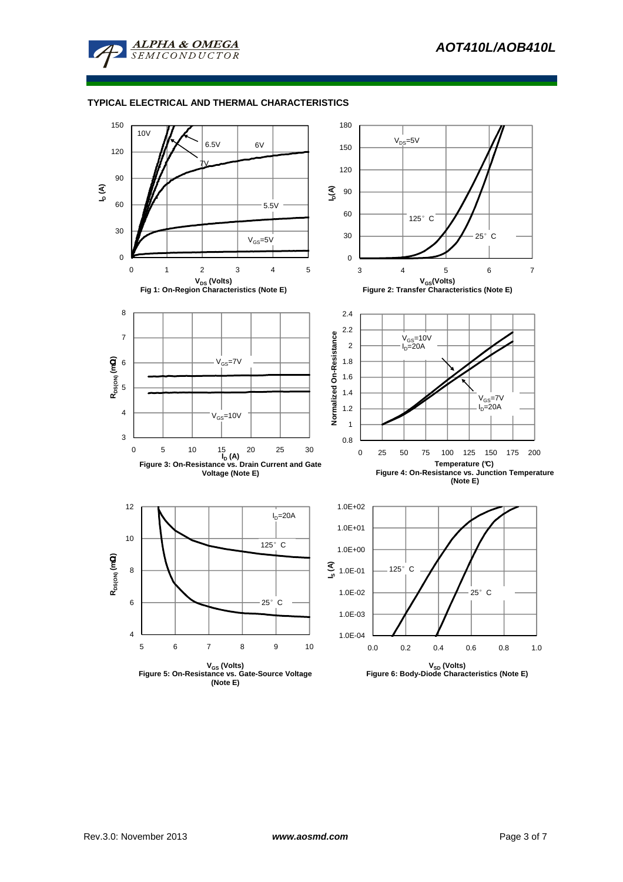## TYPICAL ELECTRICAL AND THERMAL CHARACTERISTICS

Fig 1: On-Region Characteristics (Note E)

Figure 2: Transfer Characteristics (Note E)

Figure 3: On-Resistance vs. Drain Current and Gate Voltage (Note E)

Figure 4: On-Resistance vs. Junction Temperature (Note E)

Figure 5: On-Resistance vs. Gate-Source Voltage (Note E)

Figure 6: Body-Diode Characteristics (Note E)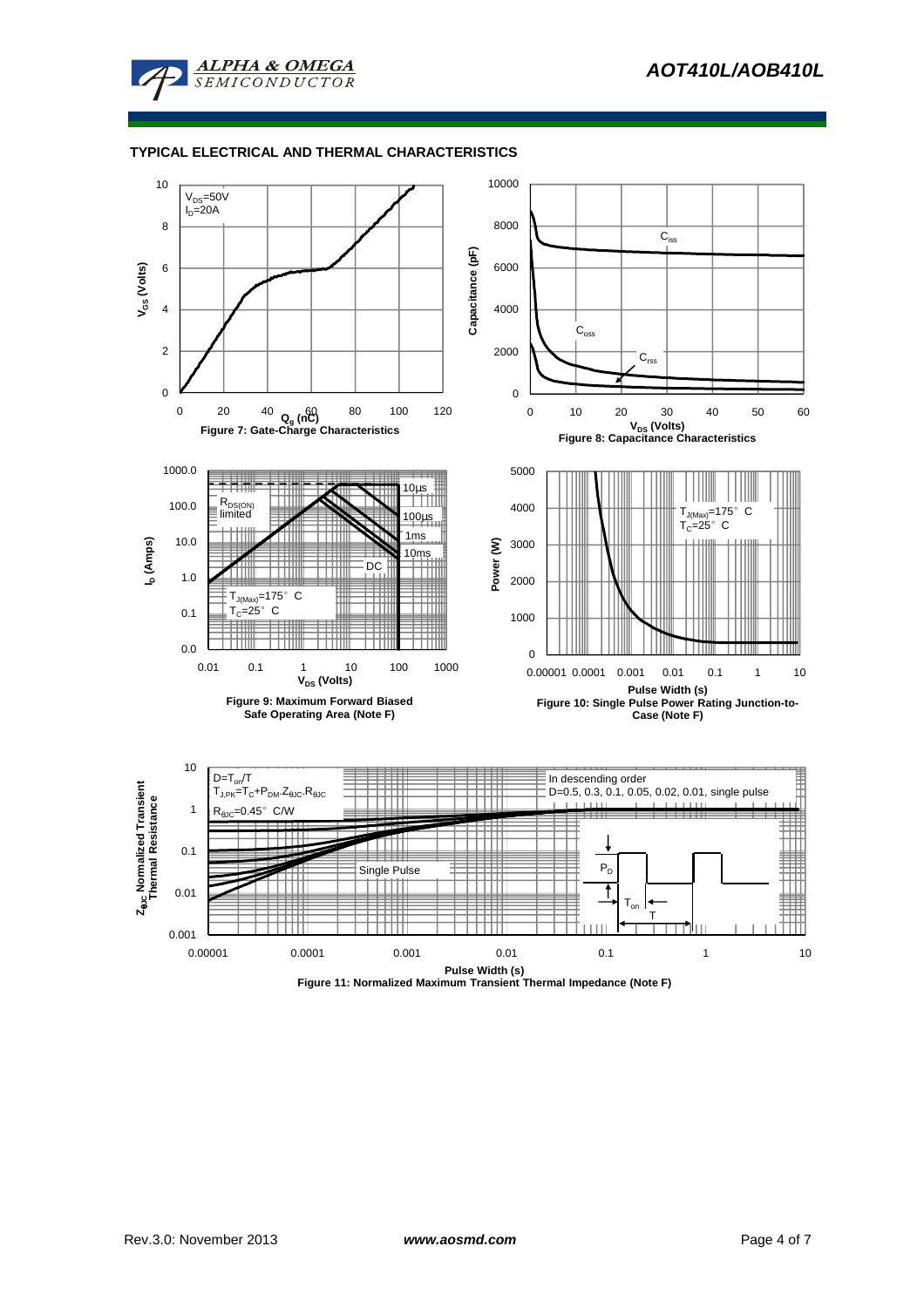## TYPICAL ELECTRICAL AND THERMAL CHARACTERISTICS

$V_{DS}$=50V
$I_D$=20A

$V_{GS}$ (Volts)

$Q_g$ (nC)

Figure 7: Gate-Charge Characteristics

$C_{iss}$

$C_{oss}$

$C_{rss}$

Capacitance (pF)

$V_{DS}$ (Volts)

Figure 8: Capacitance Characteristics

$R_{DS(ON)}$ limited

10µs

100µs

1ms

10ms

DC

$T_{J(Max)}$=175° C
$T_C$=25° C

$I_D$ (Amps)

$V_{DS}$ (Volts)

Figure 9: Maximum Forward Biased Safe Operating Area (Note F)

$T_{J(Max)}$=175° C
$T_C$=25° C

Power (W)

Pulse Width (s)

Figure 10: Single Pulse Power Rating Junction-to-Case (Note F)

$D=T_{on}/T$
$T_{J,PK}=T_C+P_{DM}.Z_{\theta JC}.R_{\theta JC}$
$R_{\theta JC}$=0.45° C/W

In descending order
D=0.5, 0.3, 0.1, 0.05, 0.02, 0.01, single pulse

Single Pulse

$P_D$

$T_{on}$

T

$Z_{\theta JC}$ Normalized Transient Thermal Resistance

Pulse Width (s)

Figure 11: Normalized Maximum Transient Thermal Impedance (Note F)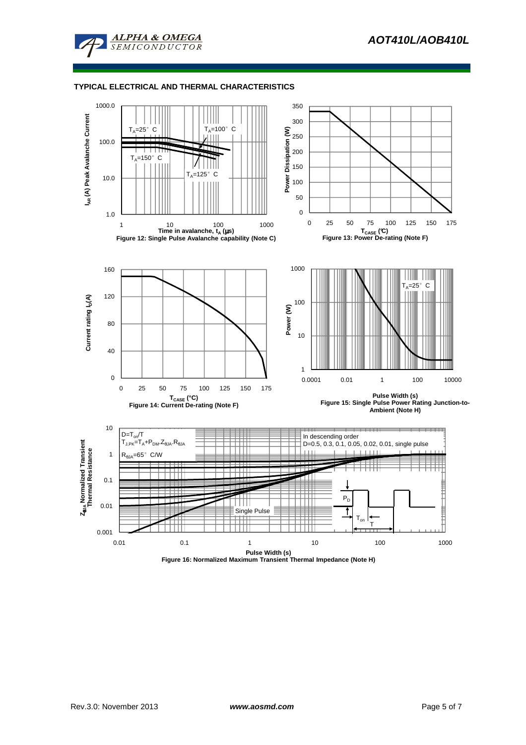## TYPICAL ELECTRICAL AND THERMAL CHARACTERISTICS

$T_A$=25° C

$T_A$=100° C

$T_A$=150° C

$T_A$=125° C

$I_{AR}$ (A) Peak Avalanche Current

Time in avalanche, $t_A$ (μs)

Figure 12: Single Pulse Avalanche capability (Note C)

Power Dissipation (W)

$T_{CASE}$ (°C)

Figure 13: Power De-rating (Note F)

Current rating $I_D$(A)

$T_{CASE}$ (°C)

Figure 14: Current De-rating (Note F)

$T_A$=25° C

Power (W)

Pulse Width (s)

Figure 15: Single Pulse Power Rating Junction-to-Ambient (Note H)

$D=T_{on}/T$

$T_{J,PK}=T_A+P_{DM}.Z_{\theta JA}.R_{\theta JA}$

$R_{\theta JA}$=65° C/W

In descending order
D=0.5, 0.3, 0.1, 0.05, 0.02, 0.01, single pulse

Single Pulse

$P_D$

$T_{on}$

T

$Z_{\theta JA}$ Normalized Transient Thermal Resistance

Pulse Width (s)

Figure 16: Normalized Maximum Transient Thermal Impedance (Note H)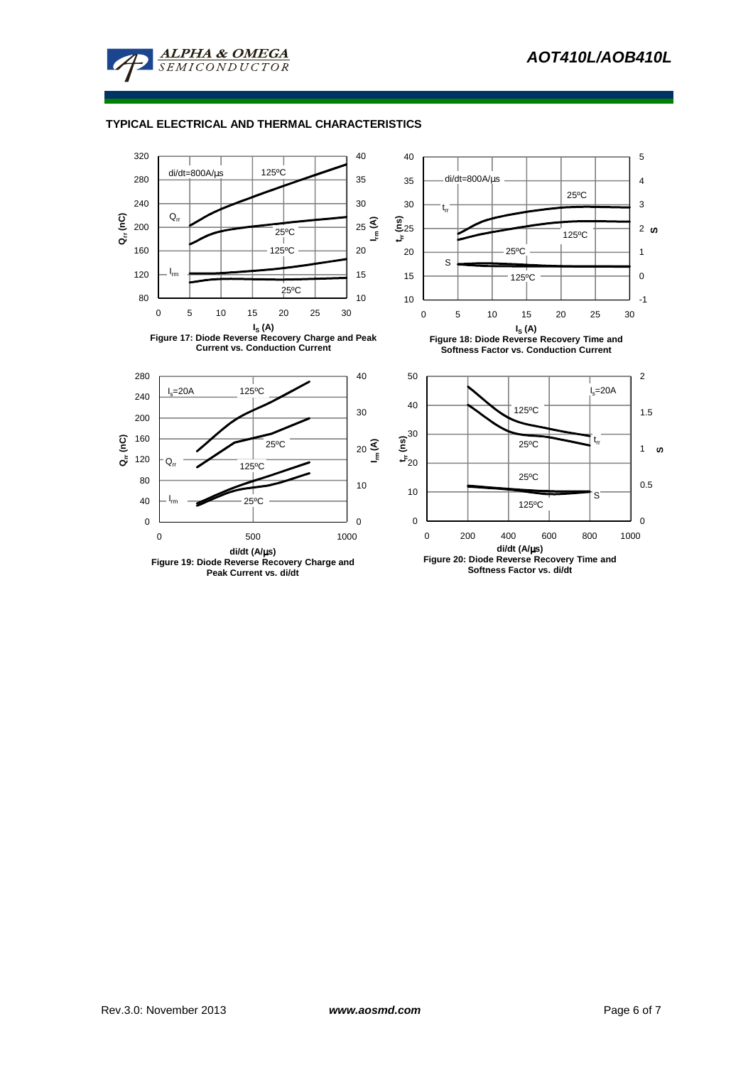## TYPICAL ELECTRICAL AND THERMAL CHARACTERISTICS

Figure 17: Diode Reverse Recovery Charge and Peak Current vs. Conduction Current

Figure 18: Diode Reverse Recovery Time and Softness Factor vs. Conduction Current

Figure 19: Diode Reverse Recovery Charge and Peak Current vs. di/dt

Figure 20: Diode Reverse Recovery Time and Softness Factor vs. di/dt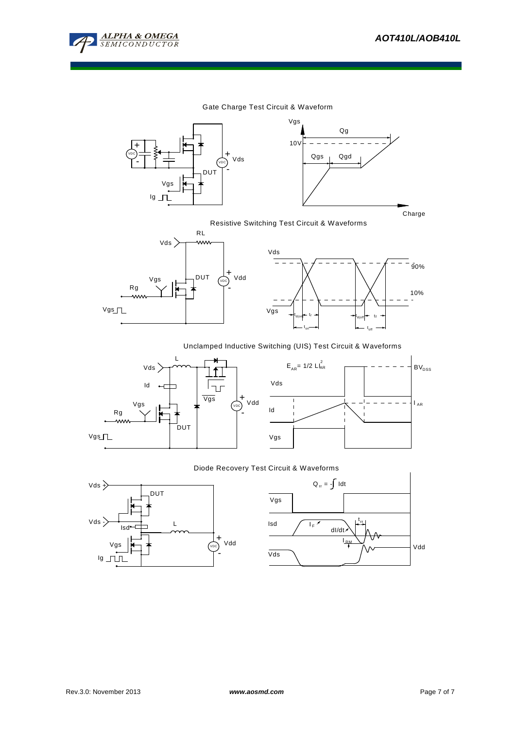## Gate Charge Test Circuit & Waveform

+
VDC
-
DUT
Vgs
Ig
+
VDC
Vds
-

Vgs
Qg
10V
Qgs
Qgd
Charge

## Resistive Switching Test Circuit & Waveforms

RL
Vds
Vgs
DUT
Rg
Vgs
+
VDC
Vdd
-

Vds
90%
10%
Vgs
$t_{d(on)}$
$t_r$
$t_{on}$
$t_{d(off)}$
$t_f$
$t_{off}$

## Unclamped Inductive Switching (UIS) Test Circuit & Waveforms

L
Vds
Id
Vgs
Rg
Vgs
DUT
Vgs
+
VDC
Vdd
-

$E_{AR} = 1/2\ LI_{AR}^2$
$BV_{DSS}$
Vds
Id
$I_{AR}$
Vgs

## Diode Recovery Test Circuit & Waveforms

Vds +
DUT
Vds -
Isd
L
Vgs
Ig
+
VDC
Vdd
-

$Q_{rr} = -\int Idt$
Vgs
Isd
$I_F$
dI/dt
$t_{rr}$
$I_{RM}$
Vds
Vdd